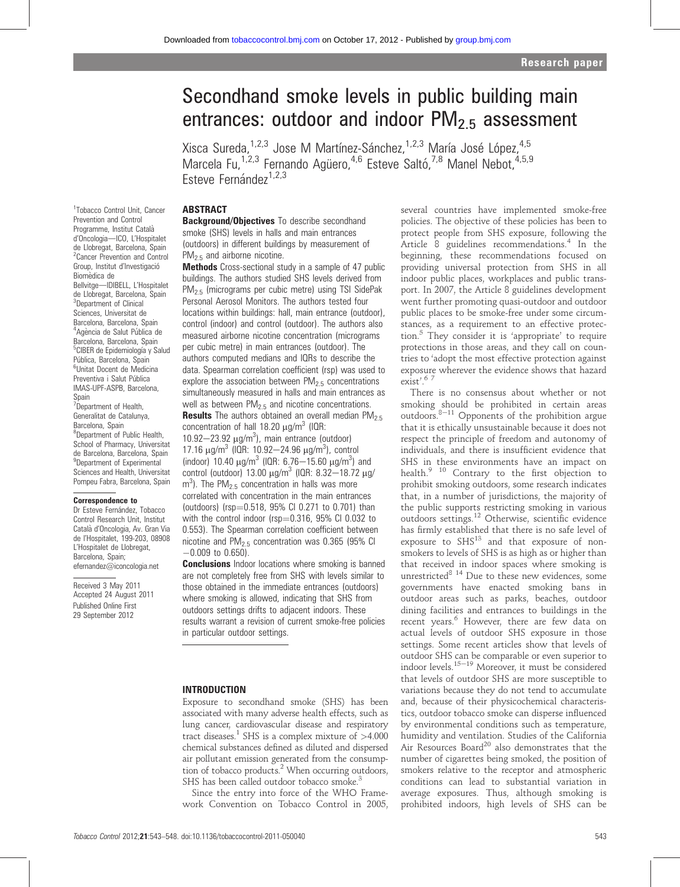# Secondhand smoke levels in public building main entrances: outdoor and indoor $PM_{2.5}$ assessment

Xisca Sureda,[1,2,3] Jose M Martínez-Sánchez,[1,2,3] María José López,[4,5] Marcela Fu,[1,2,3] Fernando Agüero,[4,6] Esteve Saltó,[7,8] Manel Nebot,[4,5,9] Esteve Fernández[1,2,3]

[1]Tobacco Control Unit, Cancer Prevention and Control Programme, Institut Català d'Oncologia—ICO, L'Hospitalet de Llobregat, Barcelona, Spain
[2]Cancer Prevention and Control Group, Institut d'Investigació Biomèdica de Bellvitge—IDIBELL, L'Hospitalet de Llobregat, Barcelona, Spain
[3]Department of Clinical Sciences, Universitat de Barcelona, Barcelona, Spain
[4]Agència de Salut Pública de Barcelona, Barcelona, Spain
[5]CIBER de Epidemiología y Salud Pública, Barcelona, Spain
[6]Unitat Docent de Medicina Preventiva i Salut Pública IMAS-UPF-ASPB, Barcelona, Spain
[7]Department of Health, Generalitat de Catalunya, Barcelona, Spain
[8]Department of Public Health, School of Pharmacy, Universitat de Barcelona, Barcelona, Spain
[9]Department of Experimental Sciences and Health, Universitat Pompeu Fabra, Barcelona, Spain

**Correspondence to**
Dr Esteve Fernández, Tobacco Control Research Unit, Institut Català d'Oncologia, Av. Gran Via de l'Hospitalet, 199-203, 08908 L'Hospitalet de Llobregat, Barcelona, Spain; efernandez@iconcologia.net

Received 3 May 2011
Accepted 24 August 2011
Published Online First 29 September 2012

## ABSTRACT

**Background/Objectives** To describe secondhand smoke (SHS) levels in halls and main entrances (outdoors) in different buildings by measurement of $PM_{2.5}$ and airborne nicotine.

**Methods** Cross-sectional study in a sample of 47 public buildings. The authors studied SHS levels derived from $PM_{2.5}$ (micrograms per cubic metre) using TSI SidePak Personal Aerosol Monitors. The authors tested four locations within buildings: hall, main entrance (outdoor), control (indoor) and control (outdoor). The authors also measured airborne nicotine concentration (micrograms per cubic metre) in main entrances (outdoor). The authors computed medians and IQRs to describe the data. Spearman correlation coefficient (rsp) was used to explore the association between $PM_{2.5}$ concentrations simultaneously measured in halls and main entrances as well as between $PM_{2.5}$ and nicotine concentrations.

**Results** The authors obtained an overall median $PM_{2.5}$ concentration of hall 18.20 $\mu g/m^3$ (IQR: 10.92−23.92 $\mu g/m^3$), main entrance (outdoor) 17.16 $\mu g/m^3$ (IQR: 10.92−24.96 $\mu g/m^3$), control (indoor) 10.40 $\mu g/m^3$ (IQR: 6.76−15.60 $\mu g/m^3$) and control (outdoor) 13.00 $\mu g/m^3$ (IQR: 8.32−18.72 $\mu g/m^3$). The $PM_{2.5}$ concentration in halls was more correlated with concentration in the main entrances (outdoors) (rsp=0.518, 95% CI 0.271 to 0.701) than with the control indoor (rsp=0.316, 95% CI 0.032 to 0.553). The Spearman correlation coefficient between nicotine and $PM_{2.5}$ concentration was 0.365 (95% CI −0.009 to 0.650).

**Conclusions** Indoor locations where smoking is banned are not completely free from SHS with levels similar to those obtained in the immediate entrances (outdoors) where smoking is allowed, indicating that SHS from outdoors settings drifts to adjacent indoors. These results warrant a revision of current smoke-free policies in particular outdoor settings.

## INTRODUCTION

Exposure to secondhand smoke (SHS) has been associated with many adverse health effects, such as lung cancer, cardiovascular disease and respiratory tract diseases.[1] SHS is a complex mixture of >4.000 chemical substances defined as diluted and dispersed air pollutant emission generated from the consumption of tobacco products.[2] When occurring outdoors, SHS has been called outdoor tobacco smoke.[3]

Since the entry into force of the WHO Framework Convention on Tobacco Control in 2005, several countries have implemented smoke-free policies. The objective of these policies has been to protect people from SHS exposure, following the Article 8 guidelines recommendations.[4] In the beginning, these recommendations focused on providing universal protection from SHS in all indoor public places, workplaces and public transport. In 2007, the Article 8 guidelines development went further promoting quasi-outdoor and outdoor public places to be smoke-free under some circumstances, as a requirement to an effective protection.[5] They consider it is 'appropriate' to require protections in those areas, and they call on countries to 'adopt the most effective protection against exposure wherever the evidence shows that hazard exist'.[6 7]

There is no consensus about whether or not smoking should be prohibited in certain areas outdoors.[8−11] Opponents of the prohibition argue that it is ethically unsustainable because it does not respect the principle of freedom and autonomy of individuals, and there is insufficient evidence that SHS in these environments have an impact on health.[9 10] Contrary to the first objection to prohibit smoking outdoors, some research indicates that, in a number of jurisdictions, the majority of the public supports restricting smoking in various outdoors settings.[12] Otherwise, scientific evidence has firmly established that there is no safe level of exposure to SHS[13] and that exposure of non-smokers to levels of SHS is as high as or higher than that received in indoor spaces where smoking is unrestricted[8 14] Due to these new evidences, some governments have enacted smoking bans in outdoor areas such as parks, beaches, outdoor dining facilities and entrances to buildings in the recent years.[6] However, there are few data on actual levels of outdoor SHS exposure in those settings. Some recent articles show that levels of outdoor SHS can be comparable or even superior to indoor levels.[15−19] Moreover, it must be considered that levels of outdoor SHS are more susceptible to variations because they do not tend to accumulate and, because of their physicochemical characteristics, outdoor tobacco smoke can disperse influenced by environmental conditions such as temperature, humidity and ventilation. Studies of the California Air Resources Board[20] also demonstrates that the number of cigarettes being smoked, the position of smokers relative to the receptor and atmospheric conditions can lead to substantial variation in average exposures. Thus, although smoking is prohibited indoors, high levels of SHS can be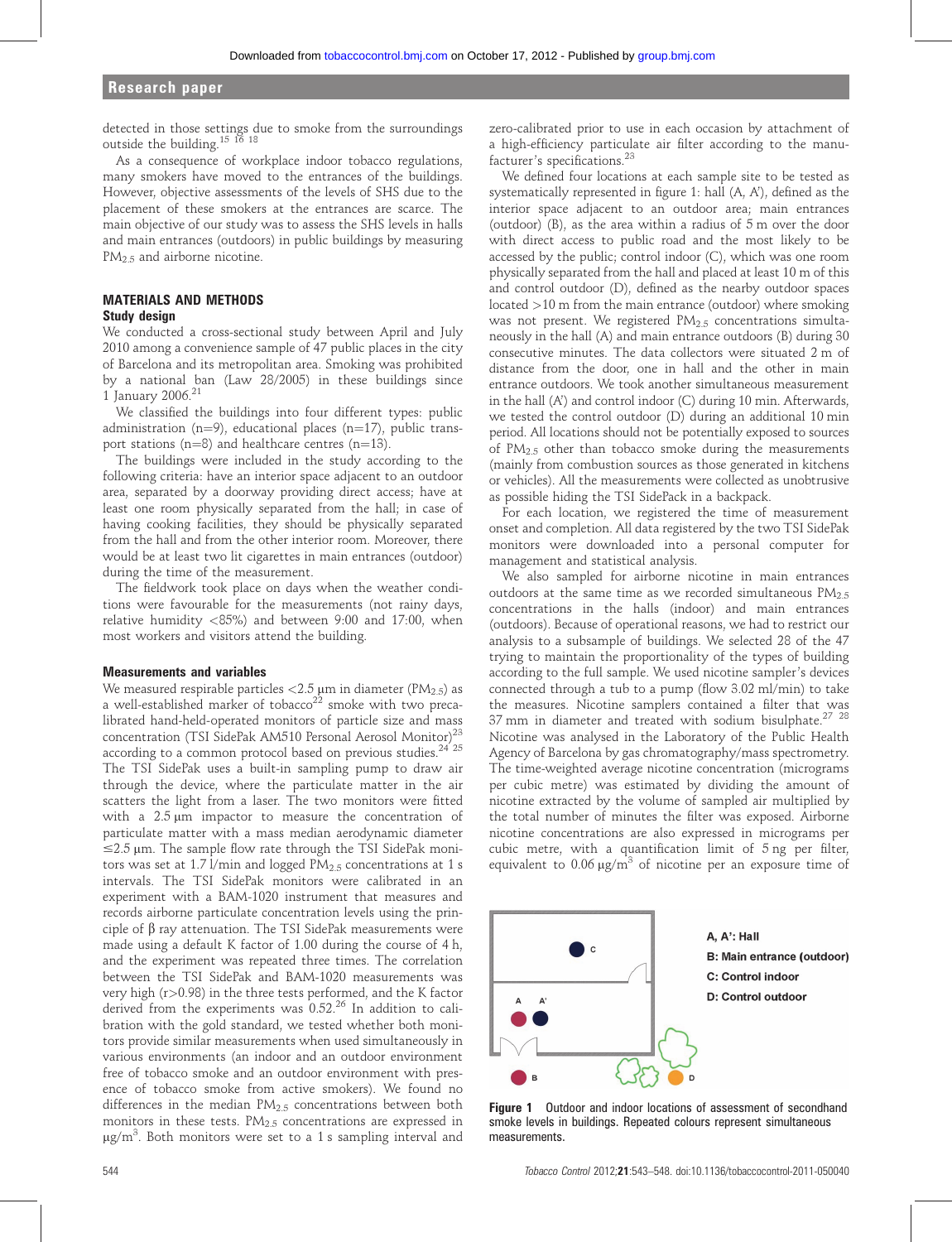detected in those settings due to smoke from the surroundings outside the building.[15 16 18]

As a consequence of workplace indoor tobacco regulations, many smokers have moved to the entrances of the buildings. However, objective assessments of the levels of SHS due to the placement of these smokers at the entrances are scarce. The main objective of our study was to assess the SHS levels in halls and main entrances (outdoors) in public buildings by measuring $PM_{2.5}$ and airborne nicotine.

## MATERIALS AND METHODS

### Study design

We conducted a cross-sectional study between April and July 2010 among a convenience sample of 47 public places in the city of Barcelona and its metropolitan area. Smoking was prohibited by a national ban (Law 28/2005) in these buildings since 1 January 2006.[21]

We classified the buildings into four different types: public administration (n=9), educational places (n=17), public transport stations (n=8) and healthcare centres (n=13).

The buildings were included in the study according to the following criteria: have an interior space adjacent to an outdoor area, separated by a doorway providing direct access; have at least one room physically separated from the hall; in case of having cooking facilities, they should be physically separated from the hall and from the other interior room. Moreover, there would be at least two lit cigarettes in main entrances (outdoor) during the time of the measurement.

The fieldwork took place on days when the weather conditions were favourable for the measurements (not rainy days, relative humidity <85%) and between 9:00 and 17:00, when most workers and visitors attend the building.

### Measurements and variables

We measured respirable particles <2.5 μm in diameter ($PM_{2.5}$) as a well-established marker of tobacco[22] smoke with two precalibrated hand-held-operated monitors of particle size and mass concentration (TSI SidePak AM510 Personal Aerosol Monitor)[23] according to a common protocol based on previous studies.[24 25] The TSI SidePak uses a built-in sampling pump to draw air through the device, where the particulate matter in the air scatters the light from a laser. The two monitors were fitted with a 2.5 μm impactor to measure the concentration of particulate matter with a mass median aerodynamic diameter ≤2.5 μm. The sample flow rate through the TSI SidePak monitors was set at 1.7 l/min and logged $PM_{2.5}$ concentrations at 1 s intervals. The TSI SidePak monitors were calibrated in an experiment with a BAM-1020 instrument that measures and records airborne particulate concentration levels using the principle of β ray attenuation. The TSI SidePak measurements were made using a default K factor of 1.00 during the course of 4 h, and the experiment was repeated three times. The correlation between the TSI SidePak and BAM-1020 measurements was very high (r>0.98) in the three tests performed, and the K factor derived from the experiments was 0.52.[26] In addition to calibration with the gold standard, we tested whether both monitors provide similar measurements when used simultaneously in various environments (an indoor and an outdoor environment free of tobacco smoke and an outdoor environment with presence of tobacco smoke from active smokers). We found no differences in the median $PM_{2.5}$ concentrations between both monitors in these tests. $PM_{2.5}$ concentrations are expressed in $\mu g/m^3$. Both monitors were set to a 1 s sampling interval and zero-calibrated prior to use in each occasion by attachment of a high-efficiency particulate air filter according to the manufacturer's specifications.[23]

We defined four locations at each sample site to be tested as systematically represented in figure 1: hall (A, A'), defined as the interior space adjacent to an outdoor area; main entrances (outdoor) (B), as the area within a radius of 5 m over the door with direct access to public road and the most likely to be accessed by the public; control indoor (C), which was one room physically separated from the hall and placed at least 10 m of this and control outdoor (D), defined as the nearby outdoor spaces located >10 m from the main entrance (outdoor) where smoking was not present. We registered $PM_{2.5}$ concentrations simultaneously in the hall (A) and main entrance outdoors (B) during 30 consecutive minutes. The data collectors were situated 2 m of distance from the door, one in hall and the other in main entrance outdoors. We took another simultaneous measurement in the hall (A') and control indoor (C) during 10 min. Afterwards, we tested the control outdoor (D) during an additional 10 min period. All locations should not be potentially exposed to sources of $PM_{2.5}$ other than tobacco smoke during the measurements (mainly from combustion sources as those generated in kitchens or vehicles). All the measurements were collected as unobtrusive as possible hiding the TSI SidePack in a backpack.

For each location, we registered the time of measurement onset and completion. All data registered by the two TSI SidePak monitors were downloaded into a personal computer for management and statistical analysis.

We also sampled for airborne nicotine in main entrances outdoors at the same time as we recorded simultaneous $PM_{2.5}$ concentrations in the halls (indoor) and main entrances (outdoors). Because of operational reasons, we had to restrict our analysis to a subsample of buildings. We selected 28 of the 47 trying to maintain the proportionality of the types of building according to the full sample. We used nicotine sampler's devices connected through a tub to a pump (flow 3.02 ml/min) to take the measures. Nicotine samplers contained a filter that was 37 mm in diameter and treated with sodium bisulphate.[27 28] Nicotine was analysed in the Laboratory of the Public Health Agency of Barcelona by gas chromatography/mass spectrometry. The time-weighted average nicotine concentration (micrograms per cubic metre) was estimated by dividing the amount of nicotine extracted by the volume of sampled air multiplied by the total number of minutes the filter was exposed. Airborne nicotine concentrations are also expressed in micrograms per cubic metre, with a quantification limit of 5 ng per filter, equivalent to 0.06 $\mu g/m^3$ of nicotine per an exposure time of

**Figure 1** Outdoor and indoor locations of assessment of secondhand smoke levels in buildings. Repeated colours represent simultaneous measurements.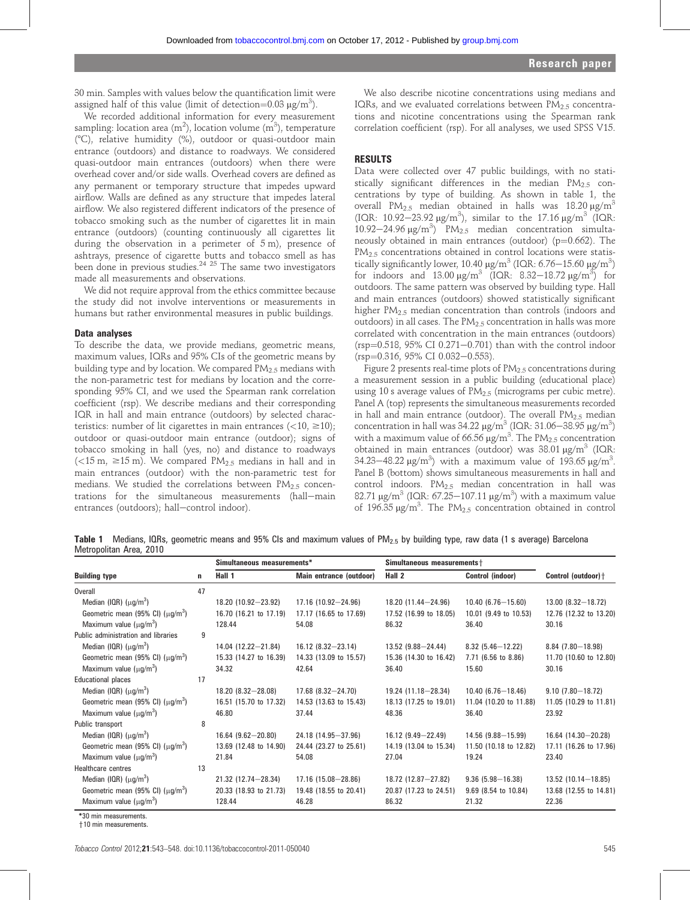30 min. Samples with values below the quantification limit were assigned half of this value (limit of detection=0.03 μg/m$^3$).

We recorded additional information for every measurement sampling: location area (m$^2$), location volume (m$^3$), temperature (°C), relative humidity (%), outdoor or quasi-outdoor main entrance (outdoors) and distance to roadways. We considered quasi-outdoor main entrances (outdoors) when there were overhead cover and/or side walls. Overhead covers are defined as any permanent or temporary structure that impedes upward airflow. Walls are defined as any structure that impedes lateral airflow. We also registered different indicators of the presence of tobacco smoking such as the number of cigarettes lit in main entrance (outdoors) (counting continuously all cigarettes lit during the observation in a perimeter of 5 m), presence of ashtrays, presence of cigarette butts and tobacco smell as has been done in previous studies.[24 25] The same two investigators made all measurements and observations.

We did not require approval from the ethics committee because the study did not involve interventions or measurements in humans but rather environmental measures in public buildings.

### Data analyses

To describe the data, we provide medians, geometric means, maximum values, IQRs and 95% CIs of the geometric means by building type and by location. We compared $PM_{2.5}$ medians with the non-parametric test for medians by location and the corresponding 95% CI, and we used the Spearman rank correlation coefficient (rsp). We describe medians and their corresponding IQR in hall and main entrance (outdoors) by selected characteristics: number of lit cigarettes in main entrances (<10, ≥10); outdoor or quasi-outdoor main entrance (outdoor); signs of tobacco smoking in hall (yes, no) and distance to roadways (<15 m, ≥15 m). We compared $PM_{2.5}$ medians in hall and in main entrances (outdoor) with the non-parametric test for medians. We studied the correlations between $PM_{2.5}$ concentrations for the simultaneous measurements (hall–main entrances (outdoors); hall–control indoor).

We also describe nicotine concentrations using medians and IQRs, and we evaluated correlations between $PM_{2.5}$ concentrations and nicotine concentrations using the Spearman rank correlation coefficient (rsp). For all analyses, we used SPSS V15.

## RESULTS

Data were collected over 47 public buildings, with no statistically significant differences in the median $PM_{2.5}$ concentrations by type of building. As shown in table 1, the overall $PM_{2.5}$ median obtained in halls was 18.20 μg/m$^3$ (IQR: 10.92–23.92 μg/m$^3$), similar to the 17.16 μg/m$^3$ (IQR: 10.92–24.96 μg/m$^3$) $PM_{2.5}$ median concentration simultaneously obtained in main entrances (outdoor) (p=0.662). The $PM_{2.5}$ concentrations obtained in control locations were statistically significantly lower, 10.40 μg/m$^3$ (IQR: 6.76–15.60 μg/m$^3$) for indoors and 13.00 μg/m$^3$ (IQR: 8.32–18.72 μg/m$^3$) for outdoors. The same pattern was observed by building type. Hall and main entrances (outdoors) showed statistically significant higher $PM_{2.5}$ median concentration than controls (indoors and outdoors) in all cases. The $PM_{2.5}$ concentration in halls was more correlated with concentration in the main entrances (outdoors) (rsp=0.518, 95% CI 0.271–0.701) than with the control indoor (rsp=0.316, 95% CI 0.032–0.553).

Figure 2 presents real-time plots of $PM_{2.5}$ concentrations during a measurement session in a public building (educational place) using 10 s average values of $PM_{2.5}$ (micrograms per cubic metre). Panel A (top) represents the simultaneous measurements recorded in hall and main entrance (outdoor). The overall $PM_{2.5}$ median concentration in hall was 34.22 μg/m$^3$ (IQR: 31.06–38.95 μg/m$^3$) with a maximum value of 66.56 μg/m$^3$. The $PM_{2.5}$ concentration obtained in main entrances (outdoor) was 38.01 μg/m$^3$ (IQR: 34.23–48.22 μg/m$^3$) with a maximum value of 193.65 μg/m$^3$. Panel B (bottom) shows simultaneous measurements in hall and control indoors. $PM_{2.5}$ median concentration in hall was 82.71 μg/m$^3$ (IQR: 67.25–107.11 μg/m$^3$) with a maximum value of 196.35 μg/m$^3$. The $PM_{2.5}$ concentration obtained in control

**Table 1** Medians, IQRs, geometric means and 95% CIs and maximum values of $PM_{2.5}$ by building type, raw data (1 s average) Barcelona Metropolitan Area, 2010

| Building type | n | Simultaneous measurements* | | Simultaneous measurements† | | Control (outdoor)† |
|---|---|---|---|---|---|---|
| | | Hall 1 | Main entrance (outdoor) | Hall 2 | Control (indoor) | |
| Overall | 47 | | | | | |
| Median (IQR) (μg/m$^3$) | | 18.20 (10.92–23.92) | 17.16 (10.92–24.96) | 18.20 (11.44–24.96) | 10.40 (6.76–15.60) | 13.00 (8.32–18.72) |
| Geometric mean (95% CI) (μg/m$^3$) | | 16.70 (16.21 to 17.19) | 17.17 (16.65 to 17.69) | 17.52 (16.99 to 18.05) | 10.01 (9.49 to 10.53) | 12.76 (12.32 to 13.20) |
| Maximum value (μg/m$^3$) | | 128.44 | 54.08 | 86.32 | 36.40 | 30.16 |
| Public administration and libraries | 9 | | | | | |
| Median (IQR) (μg/m$^3$) | | 14.04 (12.22–21.84) | 16.12 (8.32–23.14) | 13.52 (9.88–24.44) | 8.32 (5.46–12.22) | 8.84 (7.80–18.98) |
| Geometric mean (95% CI) (μg/m$^3$) | | 15.33 (14.27 to 16.39) | 14.33 (13.09 to 15.57) | 15.36 (14.30 to 16.42) | 7.71 (6.56 to 8.86) | 11.70 (10.60 to 12.80) |
| Maximum value (μg/m$^3$) | | 34.32 | 42.64 | 36.40 | 15.60 | 30.16 |
| Educational places | 17 | | | | | |
| Median (IQR) (μg/m$^3$) | | 18.20 (8.32–28.08) | 17.68 (8.32–24.70) | 19.24 (11.18–28.34) | 10.40 (6.76–18.46) | 9.10 (7.80–18.72) |
| Geometric mean (95% CI) (μg/m$^3$) | | 16.51 (15.70 to 17.32) | 14.53 (13.63 to 15.43) | 18.13 (17.25 to 19.01) | 11.04 (10.20 to 11.88) | 11.05 (10.29 to 11.81) |
| Maximum value (μg/m$^3$) | | 46.80 | 37.44 | 48.36 | 36.40 | 23.92 |
| Public transport | 8 | | | | | |
| Median (IQR) (μg/m$^3$) | | 16.64 (9.62–20.80) | 24.18 (14.95–37.96) | 16.12 (9.49–22.49) | 14.56 (9.88–15.99) | 16.64 (14.30–20.28) |
| Geometric mean (95% CI) (μg/m$^3$) | | 13.69 (12.48 to 14.90) | 24.44 (23.27 to 25.61) | 14.19 (13.04 to 15.34) | 11.50 (10.18 to 12.82) | 17.11 (16.26 to 17.96) |
| Maximum value (μg/m$^3$) | | 21.84 | 54.08 | 27.04 | 19.24 | 23.40 |
| Healthcare centres | 13 | | | | | |
| Median (IQR) (μg/m$^3$) | | 21.32 (12.74–28.34) | 17.16 (15.08–28.86) | 18.72 (12.87–27.82) | 9.36 (5.98–16.38) | 13.52 (10.14–18.85) |
| Geometric mean (95% CI) (μg/m$^3$) | | 20.33 (18.93 to 21.73) | 19.48 (18.55 to 20.41) | 20.87 (17.23 to 24.51) | 9.69 (8.54 to 10.84) | 13.68 (12.55 to 14.81) |
| Maximum value (μg/m$^3$) | | 128.44 | 46.28 | 86.32 | 21.32 | 22.36 |

*30 min measurements.
†10 min measurements.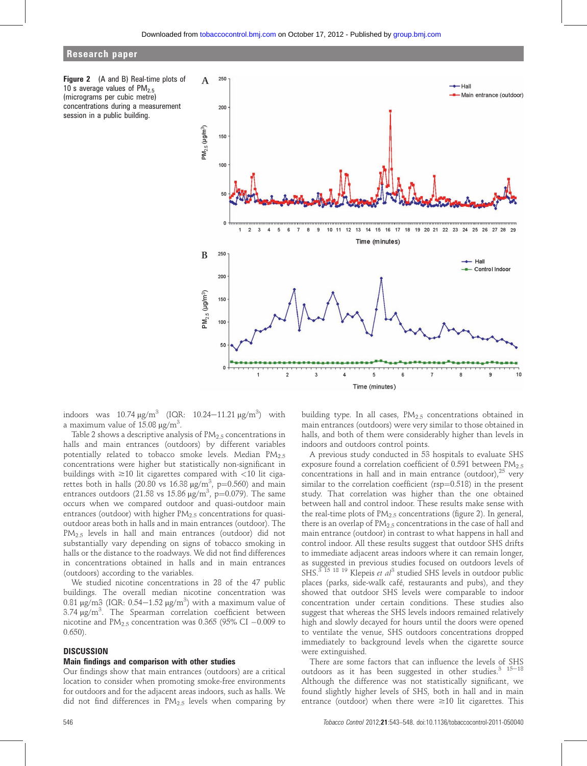Figure 2 (A and B) Real-time plots of $PM_{2.5}$ 10 s average values of $PM_{2.5}$ (micrograms per cubic metre) concentrations during a measurement session in a public building.

indoors was 10.74 μg/m³ (IQR: 10.24–11.21 μg/m³) with a maximum value of 15.08 μg/m³.

Table 2 shows a descriptive analysis of $PM_{2.5}$ concentrations in halls and main entrances (outdoors) by different variables potentially related to tobacco smoke levels. Median $PM_{2.5}$ concentrations were higher but statistically non-significant in buildings with ≥10 lit cigarettes compared with <10 lit cigarettes both in halls (20.80 vs 16.38 μg/m³, p=0.560) and main entrances outdoors (21.58 vs 15.86 μg/m³, p=0.079). The same occurs when we compared outdoor and quasi-outdoor main entrances (outdoor) with higher $PM_{2.5}$ concentrations for quasi-outdoor areas both in halls and in main entrances (outdoor). The $PM_{2.5}$ levels in hall and main entrances (outdoor) did not substantially vary depending on signs of tobacco smoking in halls or the distance to the roadways. We did not find differences in concentrations obtained in halls and in main entrances (outdoors) according to the variables.

We studied nicotine concentrations in 28 of the 47 public buildings. The overall median nicotine concentration was 0.81 μg/m3 (IQR: 0.54–1.52 μg/m³) with a maximum value of 3.74 μg/m³. The Spearman correlation coefficient between nicotine and $PM_{2.5}$ concentration was 0.365 (95% CI −0.009 to 0.650).

## DISCUSSION

### Main findings and comparison with other studies

Our findings show that main entrances (outdoors) are a critical location to consider when promoting smoke-free environments for outdoors and for the adjacent areas indoors, such as halls. We did not find differences in $PM_{2.5}$ levels when comparing by building type. In all cases, $PM_{2.5}$ concentrations obtained in main entrances (outdoors) were very similar to those obtained in halls, and both of them were considerably higher than levels in indoors and outdoors control points.

A previous study conducted in 53 hospitals to evaluate SHS exposure found a correlation coefficient of 0.591 between $PM_{2.5}$ concentrations in hall and in main entrance (outdoor),[25] very similar to the correlation coefficient (rsp=0.518) in the present study. That correlation was higher than the one obtained between hall and control indoor. These results make sense with the real-time plots of $PM_{2.5}$ concentrations (figure 2). In general, there is an overlap of $PM_{2.5}$ concentrations in the case of hall and main entrance (outdoor) in contrast to what happens in hall and control indoor. All these results suggest that outdoor SHS drifts to immediate adjacent areas indoors where it can remain longer, as suggested in previous studies focused on outdoors levels of SHS.[3 15 18 19] Klepeis *et al*[3] studied SHS levels in outdoor public places (parks, side-walk café, restaurants and pubs), and they showed that outdoor SHS levels were comparable to indoor concentration under certain conditions. These studies also suggest that whereas the SHS levels indoors remained relatively high and slowly decayed for hours until the doors were opened to ventilate the venue, SHS outdoors concentrations dropped immediately to background levels when the cigarette source were extinguished.

There are some factors that can influence the levels of SHS outdoors as it has been suggested in other studies.[3 15–18] Although the difference was not statistically significant, we found slightly higher levels of SHS, both in hall and in main entrance (outdoor) when there were ≥10 lit cigarettes. This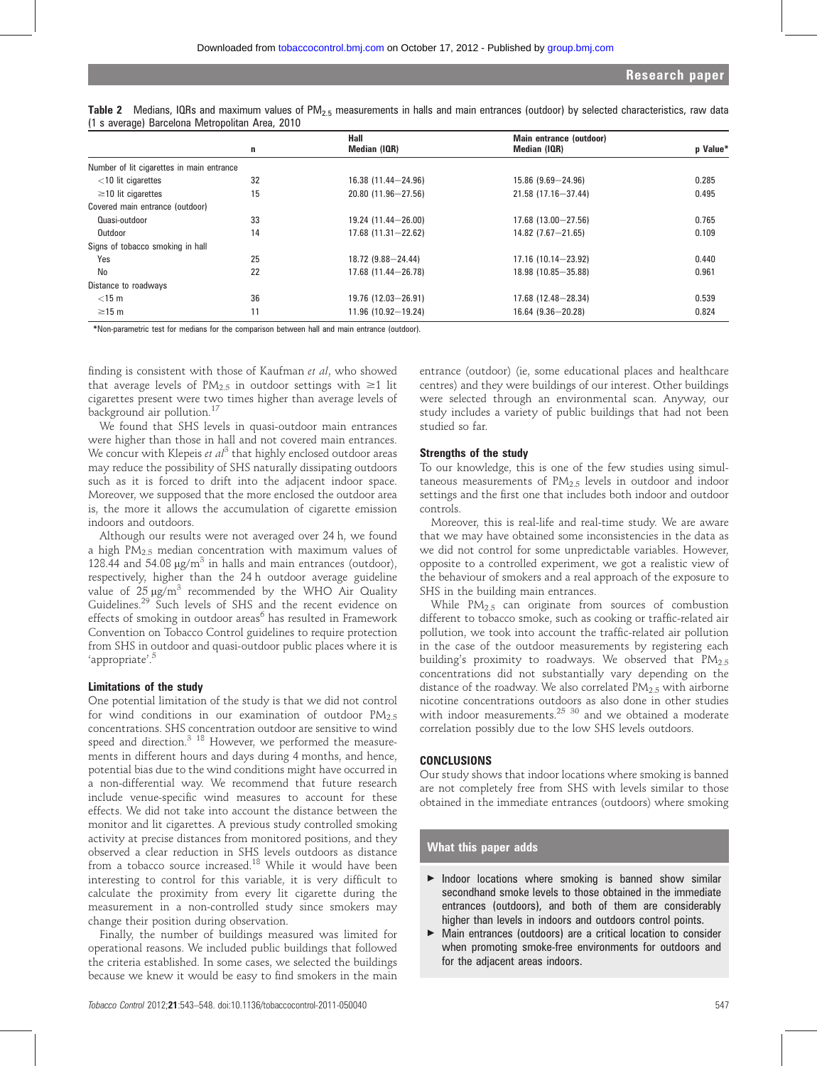**Table 2** Medians, IQRs and maximum values of $PM_{2.5}$ measurements in halls and main entrances (outdoor) by selected characteristics, raw data (1 s average) Barcelona Metropolitan Area, 2010

| | n | Hall Median (IQR) | Main entrance (outdoor) Median (IQR) | p Value* |
|---|---|---|---|---|
| Number of lit cigarettes in main entrance | | | | |
| <10 lit cigarettes | 32 | 16.38 (11.44–24.96) | 15.86 (9.69–24.96) | 0.285 |
| ≥10 lit cigarettes | 15 | 20.80 (11.96–27.56) | 21.58 (17.16–37.44) | 0.495 |
| Covered main entrance (outdoor) | | | | |
| Quasi-outdoor | 33 | 19.24 (11.44–26.00) | 17.68 (13.00–27.56) | 0.765 |
| Outdoor | 14 | 17.68 (11.31–22.62) | 14.82 (7.67–21.65) | 0.109 |
| Signs of tobacco smoking in hall | | | | |
| Yes | 25 | 18.72 (9.88–24.44) | 17.16 (10.14–23.92) | 0.440 |
| No | 22 | 17.68 (11.44–26.78) | 18.98 (10.85–35.88) | 0.961 |
| Distance to roadways | | | | |
| <15 m | 36 | 19.76 (12.03–26.91) | 17.68 (12.48–28.34) | 0.539 |
| ≥15 m | 11 | 11.96 (10.92–19.24) | 16.64 (9.36–20.28) | 0.824 |

*Non-parametric test for medians for the comparison between hall and main entrance (outdoor).

finding is consistent with those of Kaufman *et al*, who showed that average levels of $PM_{2.5}$ in outdoor settings with ≥1 lit cigarettes present were two times higher than average levels of background air pollution.[17]

We found that SHS levels in quasi-outdoor main entrances were higher than those in hall and not covered main entrances. We concur with Klepeis *et al*[3] that highly enclosed outdoor areas may reduce the possibility of SHS naturally dissipating outdoors such as it is forced to drift into the adjacent indoor space. Moreover, we supposed that the more enclosed the outdoor area is, the more it allows the accumulation of cigarette emission indoors and outdoors.

Although our results were not averaged over 24 h, we found a high $PM_{2.5}$ median concentration with maximum values of 128.44 and 54.08 $\mu g/m^3$ in halls and main entrances (outdoor), respectively, higher than the 24 h outdoor average guideline value of 25 $\mu g/m^3$ recommended by the WHO Air Quality Guidelines.[29] Such levels of SHS and the recent evidence on effects of smoking in outdoor areas[6] has resulted in Framework Convention on Tobacco Control guidelines to require protection from SHS in outdoor and quasi-outdoor public places where it is 'appropriate'.[5]

### Limitations of the study

One potential limitation of the study is that we did not control for wind conditions in our examination of outdoor $PM_{2.5}$ concentrations. SHS concentration outdoor are sensitive to wind speed and direction.[3 18] However, we performed the measurements in different hours and days during 4 months, and hence, potential bias due to the wind conditions might have occurred in a non-differential way. We recommend that future research include venue-specific wind measures to account for these effects. We did not take into account the distance between the monitor and lit cigarettes. A previous study controlled smoking activity at precise distances from monitored positions, and they observed a clear reduction in SHS levels outdoors as distance from a tobacco source increased.[18] While it would have been interesting to control for this variable, it is very difficult to calculate the proximity from every lit cigarette during the measurement in a non-controlled study since smokers may change their position during observation.

Finally, the number of buildings measured was limited for operational reasons. We included public buildings that followed the criteria established. In some cases, we selected the buildings because we knew it would be easy to find smokers in the main entrance (outdoor) (ie, some educational places and healthcare centres) and they were buildings of our interest. Other buildings were selected through an environmental scan. Anyway, our study includes a variety of public buildings that had not been studied so far.

### Strengths of the study

To our knowledge, this is one of the few studies using simultaneous measurements of $PM_{2.5}$ levels in outdoor and indoor settings and the first one that includes both indoor and outdoor controls.

Moreover, this is real-life and real-time study. We are aware that we may have obtained some inconsistencies in the data as we did not control for some unpredictable variables. However, opposite to a controlled experiment, we got a realistic view of the behaviour of smokers and a real approach of the exposure to SHS in the building main entrances.

While $PM_{2.5}$ can originate from sources of combustion different to tobacco smoke, such as cooking or traffic-related air pollution, we took into account the traffic-related air pollution in the case of the outdoor measurements by registering each building's proximity to roadways. We observed that $PM_{2.5}$ concentrations did not substantially vary depending on the distance of the roadway. We also correlated $PM_{2.5}$ with airborne nicotine concentrations outdoors as also done in other studies with indoor measurements.[25 30] and we obtained a moderate correlation possibly due to the low SHS levels outdoors.

## CONCLUSIONS

Our study shows that indoor locations where smoking is banned are not completely free from SHS with levels similar to those obtained in the immediate entrances (outdoors) where smoking

### What this paper adds

- Indoor locations where smoking is banned show similar secondhand smoke levels to those obtained in the immediate entrances (outdoors), and both of them are considerably higher than levels in indoors and outdoors control points.
- Main entrances (outdoors) are a critical location to consider when promoting smoke-free environments for outdoors and for the adjacent areas indoors.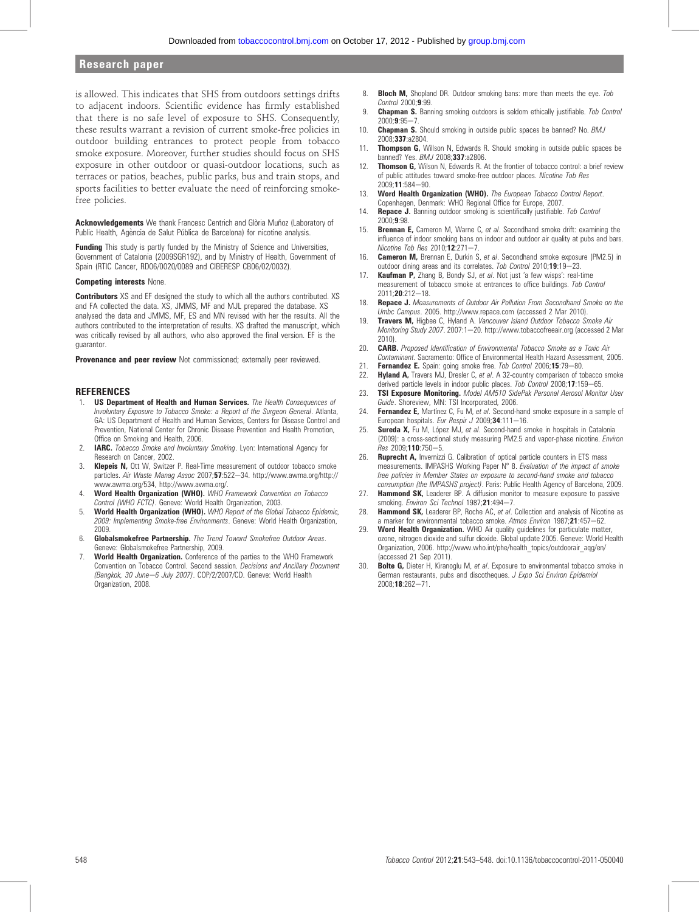is allowed. This indicates that SHS from outdoors settings drifts to adjacent indoors. Scientific evidence has firmly established that there is no safe level of exposure to SHS. Consequently, these results warrant a revision of current smoke-free policies in outdoor building entrances to protect people from tobacco smoke exposure. Moreover, further studies should focus on SHS exposure in other outdoor or quasi-outdoor locations, such as terraces or patios, beaches, public parks, bus and train stops, and sports facilities to better evaluate the need of reinforcing smoke-free policies.

**Acknowledgements** We thank Francesc Centrich and Glòria Muñoz (Laboratory of Public Health, Agència de Salut Pública de Barcelona) for nicotine analysis.

**Funding** This study is partly funded by the Ministry of Science and Universities, Government of Catalonia (2009SGR192), and by Ministry of Health, Government of Spain (RTIC Cancer, RD06/0020/0089 and CIBERESP CB06/02/0032).

**Competing interests** None.

**Contributors** XS and EF designed the study to which all the authors contributed. XS and FA collected the data. XS, JMMS, MF and MJL prepared the database. XS analysed the data and JMMS, MF, ES and MN revised with her the results. All the authors contributed to the interpretation of results. XS drafted the manuscript, which was critically revised by all authors, who also approved the final version. EF is the guarantor.

**Provenance and peer review** Not commissioned; externally peer reviewed.

## REFERENCES

1. **US Department of Health and Human Services.** *The Health Consequences of Involuntary Exposure to Tobacco Smoke: a Report of the Surgeon General*. Atlanta, GA: US Department of Health and Human Services, Centers for Disease Control and Prevention, National Center for Chronic Disease Prevention and Health Promotion, Office on Smoking and Health, 2006.
2. **IARC.** *Tobacco Smoke and Involuntary Smoking*. Lyon: International Agency for Research on Cancer, 2002.
3. **Klepeis N,** Ott W, Switzer P. Real-Time measurement of outdoor tobacco smoke particles. *Air Waste Manag Assoc* 2007;**57**:522–34. http://www.awma.org/http://www.awma.org/534, http://www.awma.org/.
4. **Word Health Organization (WHO).** *WHO Framework Convention on Tobacco Control (WHO FCTC)*. Geneve: World Health Organization, 2003.
5. **World Health Organization (WHO).** *WHO Report of the Global Tobacco Epidemic, 2009: Implementing Smoke-free Environments*. Geneve: World Health Organization, 2009.
6. **Globalsmokefree Partnership.** *The Trend Toward Smokefree Outdoor Areas*. Geneve: Globalsmokefree Partnership, 2009.
7. **World Health Organization.** Conference of the parties to the WHO Framework Convention on Tobacco Control. Second session. *Decisions and Ancillary Document (Bangkok, 30 June–6 July 2007)*. COP/2/2007/CD. Geneve: World Health Organization, 2008.
8. **Bloch M,** Shopland DR. Outdoor smoking bans: more than meets the eye. *Tob Control* 2000;**9**:99.
9. **Chapman S.** Banning smoking outdoors is seldom ethically justifiable. *Tob Control* 2000;**9**:95–7.
10. **Chapman S.** Should smoking in outside public spaces be banned? No. *BMJ* 2008;**337**:a2804.
11. **Thompson G,** Willson N, Edwards R. Should smoking in outside public spaces be banned? Yes. *BMJ* 2008;**337**:a2806.
12. **Thomson G,** Wilson N, Edwards R. At the frontier of tobacco control: a brief review of public attitudes toward smoke-free outdoor places. *Nicotine Tob Res* 2009;**11**:584–90.
13. **Word Health Organization (WHO).** *The European Tobacco Control Report*. Copenhagen, Denmark: WHO Regional Office for Europe, 2007.
14. **Repace J.** Banning outdoor smoking is scientifically justifiable. *Tob Control* 2000;**9**:98.
15. **Brennan E,** Cameron M, Warne C, *et al*. Secondhand smoke drift: examining the influence of indoor smoking bans on indoor and outdoor air quality at pubs and bars. *Nicotine Tob Res* 2010;**12**:271–7.
16. **Cameron M,** Brennan E, Durkin S, *et al*. Secondhand smoke exposure (PM2.5) in outdoor dining areas and its correlates. *Tob Control* 2010;**19**:19–23.
17. **Kaufman P,** Zhang B, Bondy SJ, *et al*. Not just 'a few wisps': real-time measurement of tobacco smoke at entrances to office buildings. *Tob Control* 2011;**20**:212–18.
18. **Repace J.** *Measurements of Outdoor Air Pollution From Secondhand Smoke on the Umbc Campus*. 2005. http://www.repace.com (accessed 2 Mar 2010).
19. **Travers M,** Higbee C, Hyland A. *Vancouver Island Outdoor Tobacco Smoke Air Monitoring Study 2007*. 2007:1–20. http://www.tobaccofreeair.org (accessed 2 Mar 2010).
20. **CARB.** *Proposed Identification of Environmental Tobacco Smoke as a Toxic Air Contaminant*. Sacramento: Office of Environmental Health Hazard Assessment, 2005.
21. **Fernandez E.** Spain: going smoke free. *Tob Control* 2006;**15**:79–80.
22. **Hyland A,** Travers MJ, Dresler C, *et al*. A 32-country comparison of tobacco smoke derived particle levels in indoor public places. *Tob Control* 2008;**17**:159–65.
23. **TSI Exposure Monitoring.** *Model AM510 SidePak Personal Aerosol Monitor User Guide*. Shoreview, MN: TSI Incorporated, 2006.
24. **Fernandez E,** Martínez C, Fu M, *et al*. Second-hand smoke exposure in a sample of European hospitals. *Eur Respir J* 2009;**34**:111–16.
25. **Sureda X,** Fu M, López MJ, *et al*. Second-hand smoke in hospitals in Catalonia (2009): a cross-sectional study measuring PM2.5 and vapor-phase nicotine. *Environ Res* 2009;**110**:750–5.
26. **Ruprecht A,** Invernizzi G. Calibration of optical particle counters in ETS mass measurements. IMPASHS Working Paper N° 8. *Evaluation of the impact of smoke free policies in Member States on exposure to second-hand smoke and tobacco consumption (the IMPASHS project)*. Paris: Public Health Agency of Barcelona, 2009.
27. **Hammond SK,** Leaderer BP. A diffusion monitor to measure exposure to passive smoking. *Environ Sci Technol* 1987;**21**:494–7.
28. **Hammond SK,** Leaderer BP, Roche AC, *et al*. Collection and analysis of Nicotine as a marker for environmental tobacco smoke. *Atmos Environ* 1987;**21**:457–62.
29. **Word Health Organization.** WHO Air quality guidelines for particulate matter, ozone, nitrogen dioxide and sulfur dioxide. Global update 2005. Geneve: World Health Organization, 2006. http://www.who.int/phe/health_topics/outdoorair_aqg/en/ (accessed 21 Sep 2011).
30. **Bolte G,** Dieter H, Kiranoglu M, *et al*. Exposure to environmental tobacco smoke in German restaurants, pubs and discotheques. *J Expo Sci Environ Epidemiol* 2008;**18**:262–71.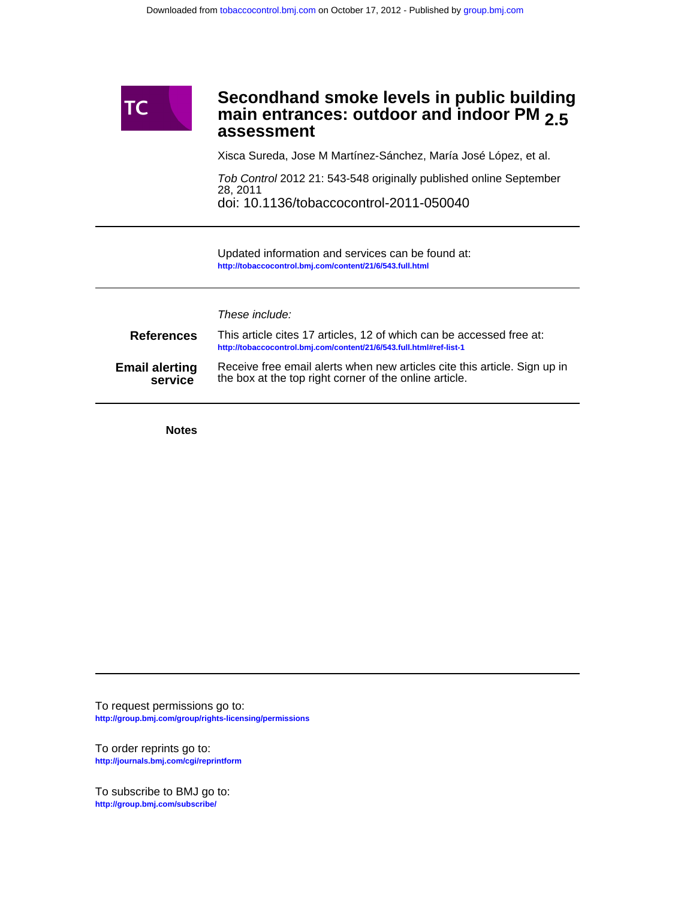# Secondhand smoke levels in public building main entrances: outdoor and indoor $PM_{2.5}$ assessment

Xisca Sureda, Jose M Martínez-Sánchez, María José López, et al.

*Tob Control* 2012 21: 543-548 originally published online September 28, 2011
doi: 10.1136/tobaccocontrol-2011-050040

Updated information and services can be found at:
http://tobaccocontrol.bmj.com/content/21/6/543.full.html

*These include:*

**References** This article cites 17 articles, 12 of which can be accessed free at:
http://tobaccocontrol.bmj.com/content/21/6/543.full.html#ref-list-1

**Email alerting service** Receive free email alerts when new articles cite this article. Sign up in the box at the top right corner of the online article.

**Notes**

To request permissions go to:
http://group.bmj.com/group/rights-licensing/permissions

To order reprints go to:
http://journals.bmj.com/cgi/reprintform

To subscribe to BMJ go to:
http://group.bmj.com/subscribe/